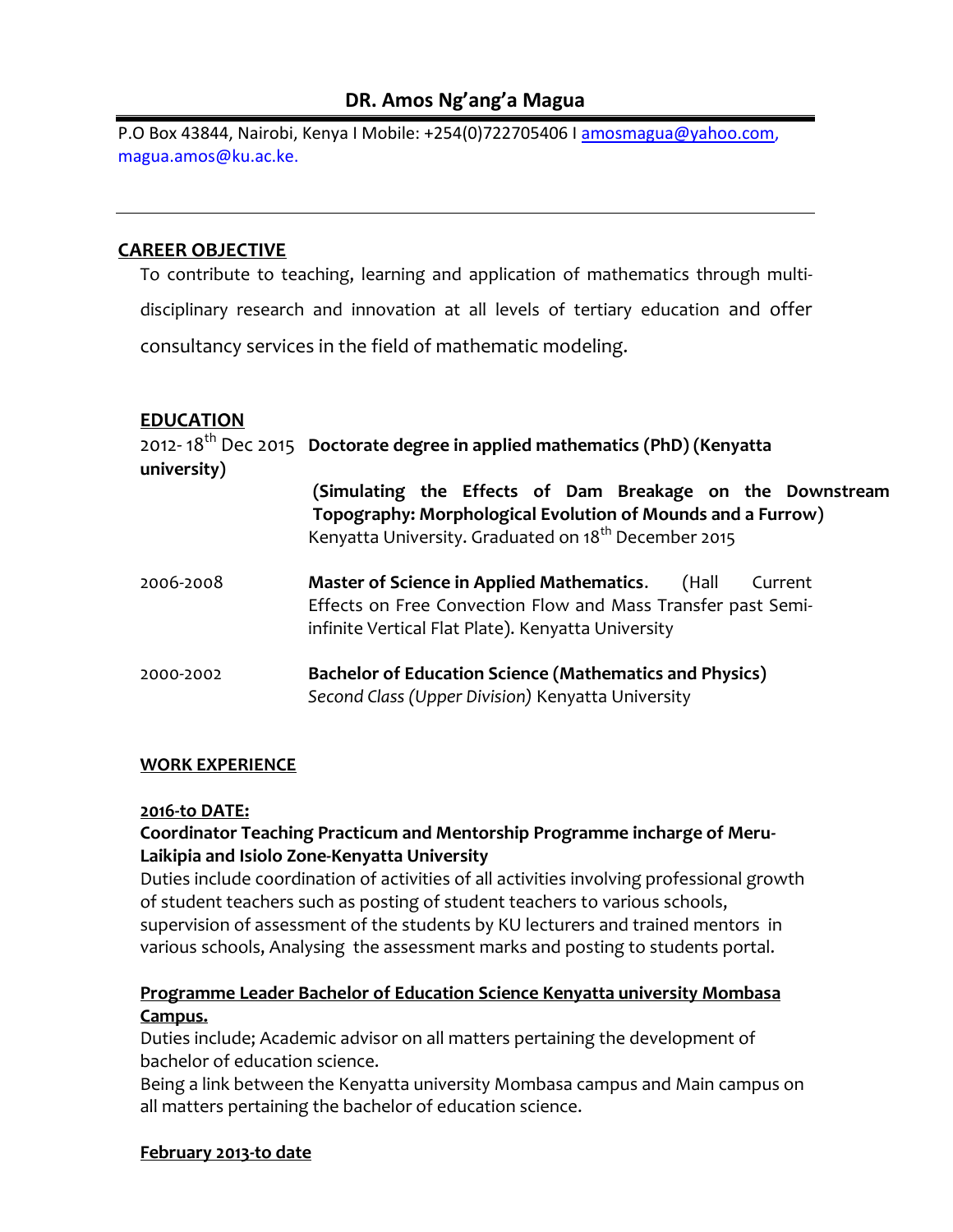# DR. Amos Ng'ang'a Magua

P.O Box 43844, Nairobi, Kenya I Mobile: +254(0)722705406 I amosmagua@yahoo.com, magua.amos@ku.ac.ke.

---

## CAREER OBJECTIVE

To contribute to teaching, learning and application of mathematics through multi-disciplinary research and innovation at all levels of tertiary education and offer consultancy services in the field of mathematic modeling.

## EDUCATION

2012- 18th Dec 2015 **Doctorate degree in applied mathematics (PhD) (Kenyatta university)**

**(Simulating the Effects of Dam Breakage on the Downstream Topography: Morphological Evolution of Mounds and a Furrow)**
Kenyatta University. Graduated on 18th December 2015

2006-2008 **Master of Science in Applied Mathematics**. (Hall Current Effects on Free Convection Flow and Mass Transfer past Semi-infinite Vertical Flat Plate). Kenyatta University

2000-2002 **Bachelor of Education Science (Mathematics and Physics)**
*Second Class (Upper Division)* Kenyatta University

## WORK EXPERIENCE

**2016-to DATE:**

**Coordinator Teaching Practicum and Mentorship Programme incharge of Meru-Laikipia and Isiolo Zone-Kenyatta University**

Duties include coordination of activities of all activities involving professional growth of student teachers such as posting of student teachers to various schools, supervision of assessment of the students by KU lecturers and trained mentors in various schools, Analysing the assessment marks and posting to students portal.

**Programme Leader Bachelor of Education Science Kenyatta university Mombasa Campus.**

Duties include; Academic advisor on all matters pertaining the development of bachelor of education science.

Being a link between the Kenyatta university Mombasa campus and Main campus on all matters pertaining the bachelor of education science.

**February 2013-to date**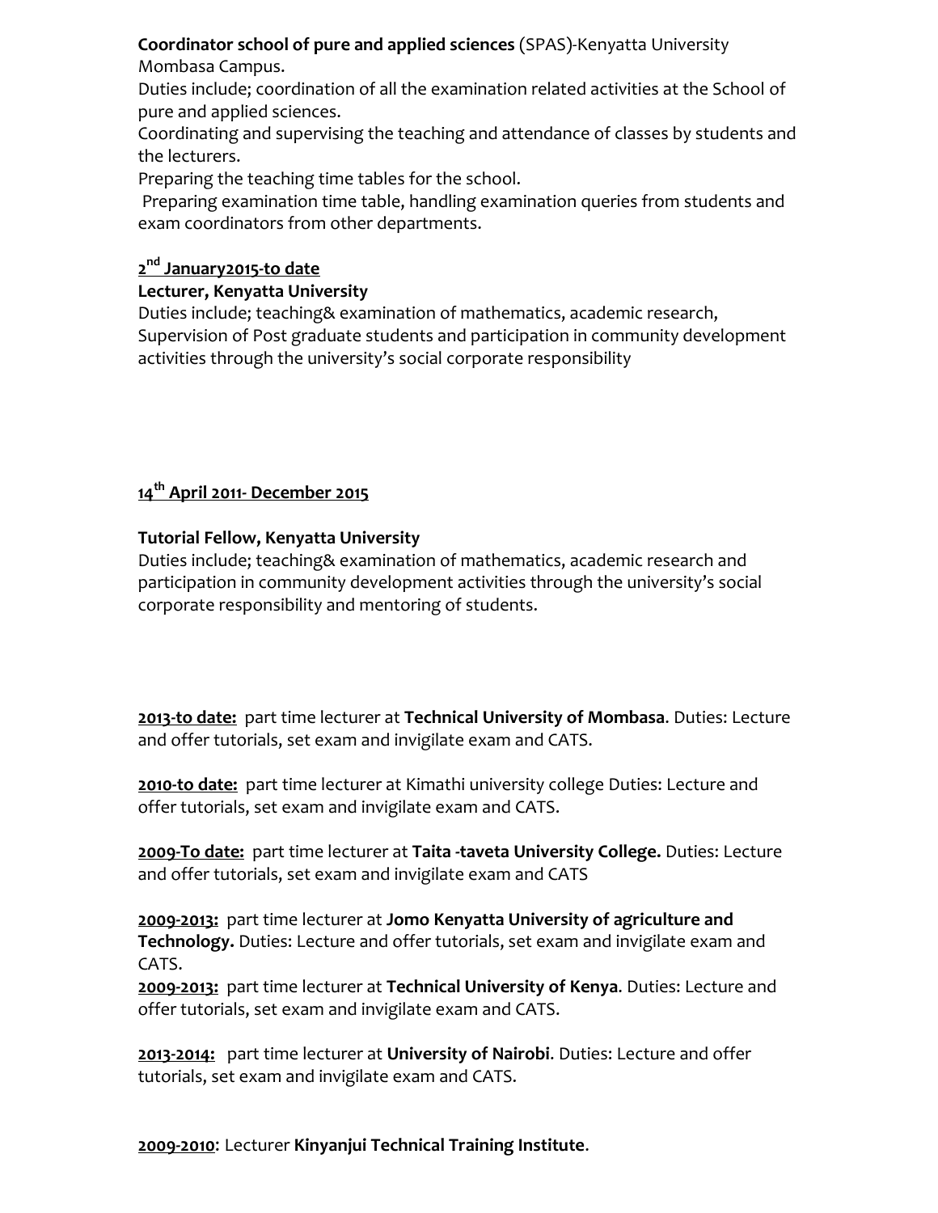**Coordinator school of pure and applied sciences** (SPAS)-Kenyatta University Mombasa Campus.

Duties include; coordination of all the examination related activities at the School of pure and applied sciences.

Coordinating and supervising the teaching and attendance of classes by students and the lecturers.

Preparing the teaching time tables for the school.

Preparing examination time table, handling examination queries from students and exam coordinators from other departments.

**2nd January2015-to date**

**Lecturer, Kenyatta University**

Duties include; teaching& examination of mathematics, academic research, Supervision of Post graduate students and participation in community development activities through the university's social corporate responsibility

**14th April 2011- December 2015**

**Tutorial Fellow, Kenyatta University**

Duties include; teaching& examination of mathematics, academic research and participation in community development activities through the university's social corporate responsibility and mentoring of students.

**2013-to date:** part time lecturer at **Technical University of Mombasa**. Duties: Lecture and offer tutorials, set exam and invigilate exam and CATS.

**2010-to date:** part time lecturer at Kimathi university college Duties: Lecture and offer tutorials, set exam and invigilate exam and CATS.

**2009-To date:** part time lecturer at **Taita -taveta University College.** Duties: Lecture and offer tutorials, set exam and invigilate exam and CATS

**2009-2013:** part time lecturer at **Jomo Kenyatta University of agriculture and Technology.** Duties: Lecture and offer tutorials, set exam and invigilate exam and CATS.

**2009-2013:** part time lecturer at **Technical University of Kenya**. Duties: Lecture and offer tutorials, set exam and invigilate exam and CATS.

**2013-2014:** part time lecturer at **University of Nairobi**. Duties: Lecture and offer tutorials, set exam and invigilate exam and CATS.

**2009-2010**: Lecturer **Kinyanjui Technical Training Institute**.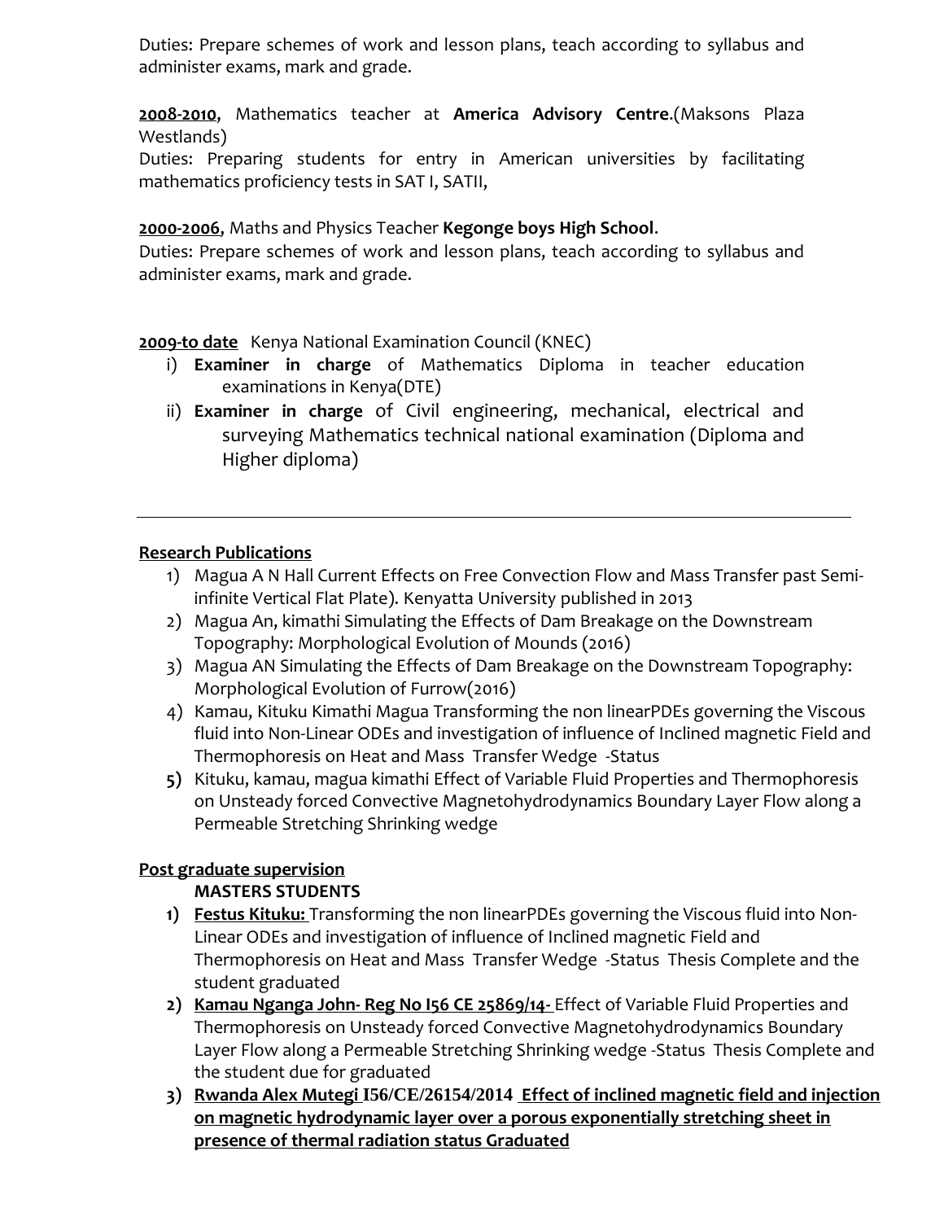Duties: Prepare schemes of work and lesson plans, teach according to syllabus and administer exams, mark and grade.

**2008-2010**, Mathematics teacher at **America Advisory Centre**.(Maksons Plaza Westlands)
Duties: Preparing students for entry in American universities by facilitating mathematics proficiency tests in SAT I, SATII,

**2000-2006**, Maths and Physics Teacher **Kegonge boys High School**.
Duties: Prepare schemes of work and lesson plans, teach according to syllabus and administer exams, mark and grade.

**2009-to date** Kenya National Examination Council (KNEC)

i) **Examiner in charge** of Mathematics Diploma in teacher education examinations in Kenya(DTE)
ii) **Examiner in charge** of Civil engineering, mechanical, electrical and surveying Mathematics technical national examination (Diploma and Higher diploma)

---

## Research Publications

1) Magua A N Hall Current Effects on Free Convection Flow and Mass Transfer past Semi-infinite Vertical Flat Plate). Kenyatta University published in 2013
2) Magua An, kimathi Simulating the Effects of Dam Breakage on the Downstream Topography: Morphological Evolution of Mounds (2016)
3) Magua AN Simulating the Effects of Dam Breakage on the Downstream Topography: Morphological Evolution of Furrow(2016)
4) Kamau, Kituku Kimathi Magua Transforming the non linearPDEs governing the Viscous fluid into Non-Linear ODEs and investigation of influence of Inclined magnetic Field and Thermophoresis on Heat and Mass Transfer Wedge -Status
5) Kituku, kamau, magua kimathi Effect of Variable Fluid Properties and Thermophoresis on Unsteady forced Convective Magnetohydrodynamics Boundary Layer Flow along a Permeable Stretching Shrinking wedge

## Post graduate supervision

### MASTERS STUDENTS

1) **Festus Kituku:** Transforming the non linearPDEs governing the Viscous fluid into Non-Linear ODEs and investigation of influence of Inclined magnetic Field and Thermophoresis on Heat and Mass Transfer Wedge -Status Thesis Complete and the student graduated
2) **Kamau Nganga John- Reg No I56 CE 25869/14-** Effect of Variable Fluid Properties and Thermophoresis on Unsteady forced Convective Magnetohydrodynamics Boundary Layer Flow along a Permeable Stretching Shrinking wedge -Status Thesis Complete and the student due for graduated
3) **Rwanda Alex Mutegi I56/CE/26154/2014 Effect of inclined magnetic field and injection on magnetic hydrodynamic layer over a porous exponentially stretching sheet in presence of thermal radiation status Graduated**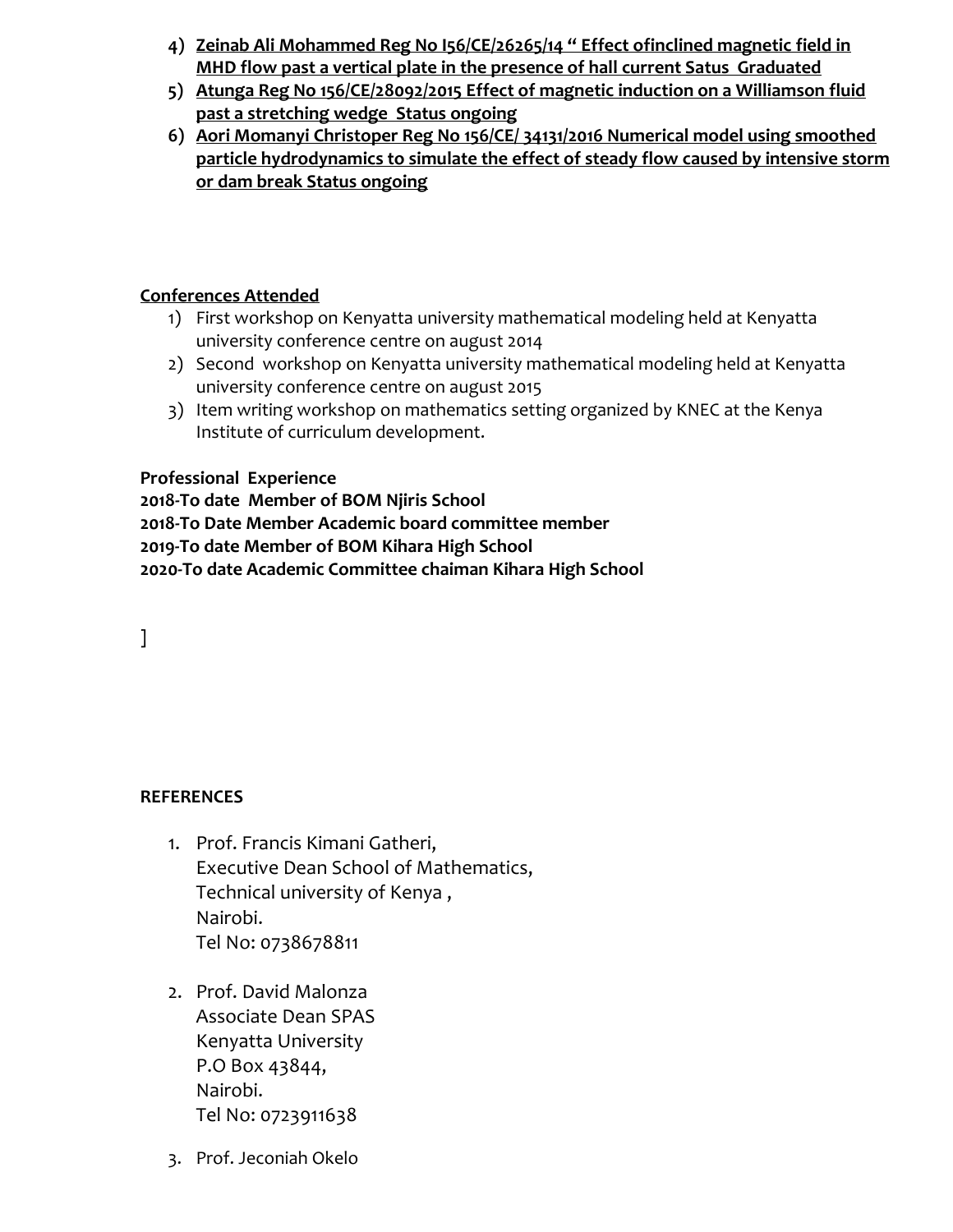4) **Zeinab Ali Mohammed Reg No I56/CE/26265/14 " Effect ofinclined magnetic field in MHD flow past a vertical plate in the presence of hall current Satus Graduated**
5) **Atunga Reg No 156/CE/28092/2015 Effect of magnetic induction on a Williamson fluid past a stretching wedge Status ongoing**
6) **Aori Momanyi Christoper Reg No 156/CE/ 34131/2016 Numerical model using smoothed particle hydrodynamics to simulate the effect of steady flow caused by intensive storm or dam break Status ongoing**

**Conferences Attended**

1) First workshop on Kenyatta university mathematical modeling held at Kenyatta university conference centre on august 2014
2) Second workshop on Kenyatta university mathematical modeling held at Kenyatta university conference centre on august 2015
3) Item writing workshop on mathematics setting organized by KNEC at the Kenya Institute of curriculum development.

**Professional Experience**

**2018-To date Member of BOM Njiris School**
**2018-To Date Member Academic board committee member**
**2019-To date Member of BOM Kihara High School**
**2020-To date Academic Committee chaiman Kihara High School**

]

**REFERENCES**

1. Prof. Francis Kimani Gatheri,
   Executive Dean School of Mathematics,
   Technical university of Kenya ,
   Nairobi.
   Tel No: 0738678811

2. Prof. David Malonza
   Associate Dean SPAS
   Kenyatta University
   P.O Box 43844,
   Nairobi.
   Tel No: 0723911638

3. Prof. Jeconiah Okelo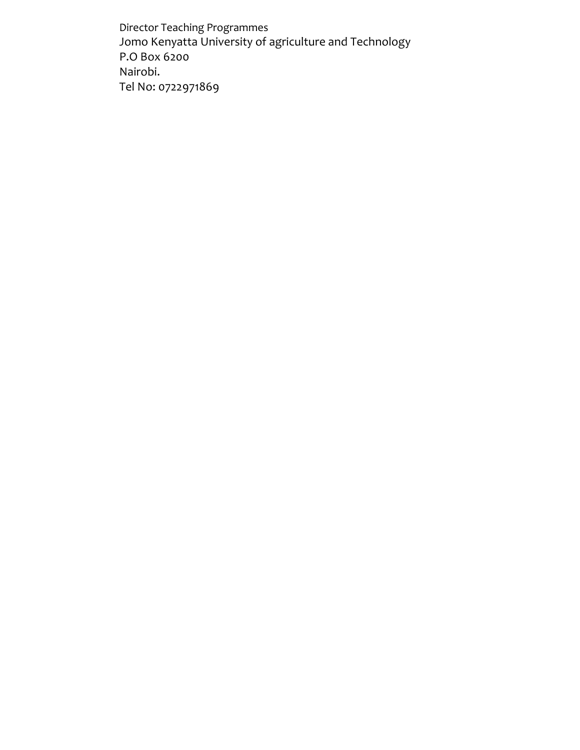Director Teaching Programmes
Jomo Kenyatta University of agriculture and Technology
P.O Box 6200
Nairobi.
Tel No: 0722971869